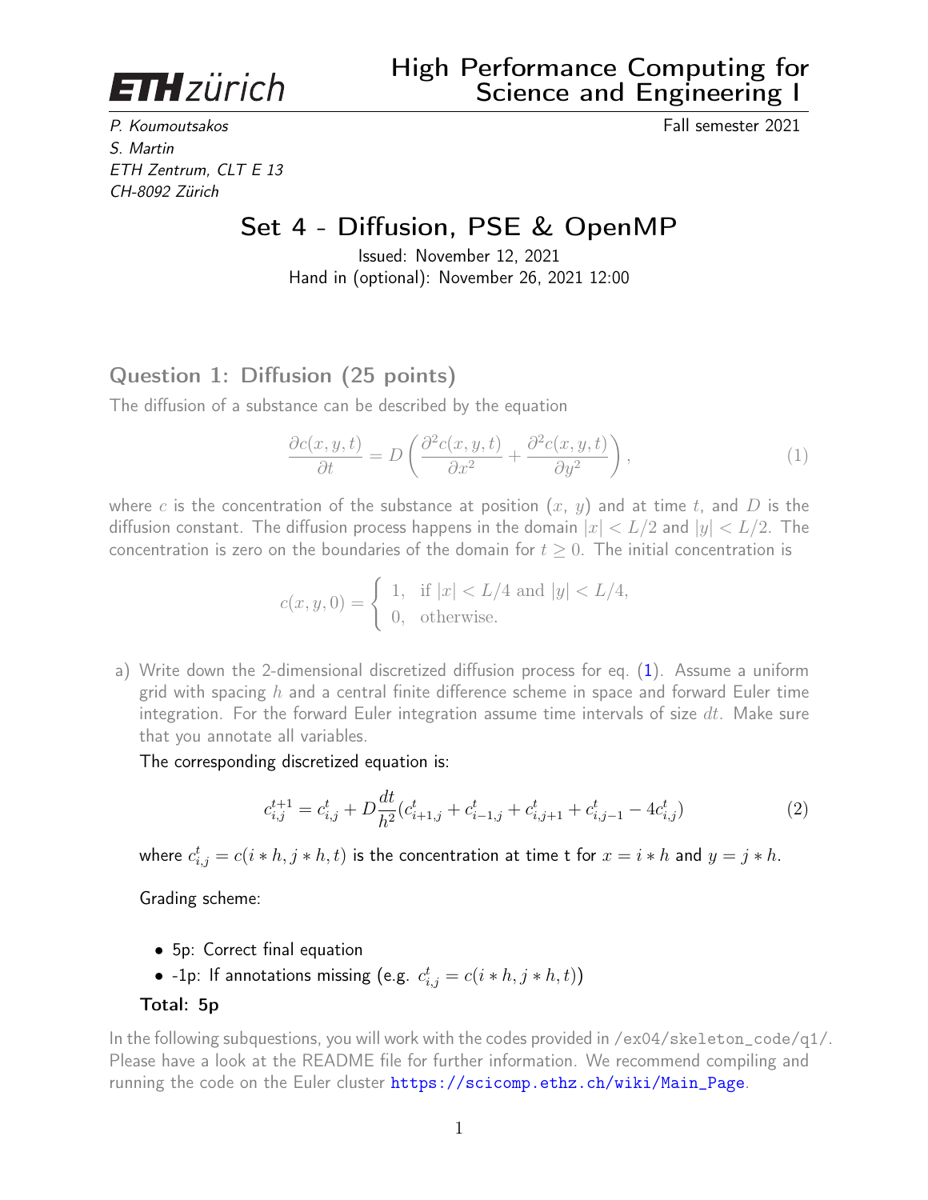ETH zürich

# High Performance Computing for Science and Engineering I

*P. Koumoutsakos* Fall semester 2021
*S. Martin*
*ETH Zentrum, CLT E 13*
*CH-8092 Zürich*

## Set 4 - Diffusion, PSE & OpenMP

Issued: November 12, 2021
Hand in (optional): November 26, 2021 12:00

### Question 1: Diffusion (25 points)

The diffusion of a substance can be described by the equation

$$\frac{\partial c(x,y,t)}{\partial t} = D\left(\frac{\partial^2 c(x,y,t)}{\partial x^2} + \frac{\partial^2 c(x,y,t)}{\partial y^2}\right), \tag{1}$$

where $c$ is the concentration of the substance at position $(x, y)$ and at time $t$, and $D$ is the diffusion constant. The diffusion process happens in the domain $|x| < L/2$ and $|y| < L/2$. The concentration is zero on the boundaries of the domain for $t \geq 0$. The initial concentration is

$$c(x,y,0) = \begin{cases} 1, & \text{if } |x| < L/4 \text{ and } |y| < L/4, \\ 0, & \text{otherwise.} \end{cases}$$

a) Write down the 2-dimensional discretized diffusion process for eq. (1). Assume a uniform grid with spacing $h$ and a central finite difference scheme in space and forward Euler time integration. For the forward Euler integration assume time intervals of size $dt$. Make sure that you annotate all variables.

The corresponding discretized equation is:

$$c_{i,j}^{t+1} = c_{i,j}^t + D\frac{dt}{h^2}(c_{i+1,j}^t + c_{i-1,j}^t + c_{i,j+1}^t + c_{i,j-1}^t - 4c_{i,j}^t) \tag{2}$$

where $c_{i,j}^t = c(i*h, j*h, t)$ is the concentration at time t for $x = i*h$ and $y = j*h$.

Grading scheme:

- 5p: Correct final equation
- -1p: If annotations missing (e.g. $c_{i,j}^t = c(i*h, j*h, t)$)

**Total: 5p**

In the following subquestions, you will work with the codes provided in /ex04/skeleton_code/q1/. Please have a look at the README file for further information. We recommend compiling and running the code on the Euler cluster https://scicomp.ethz.ch/wiki/Main_Page.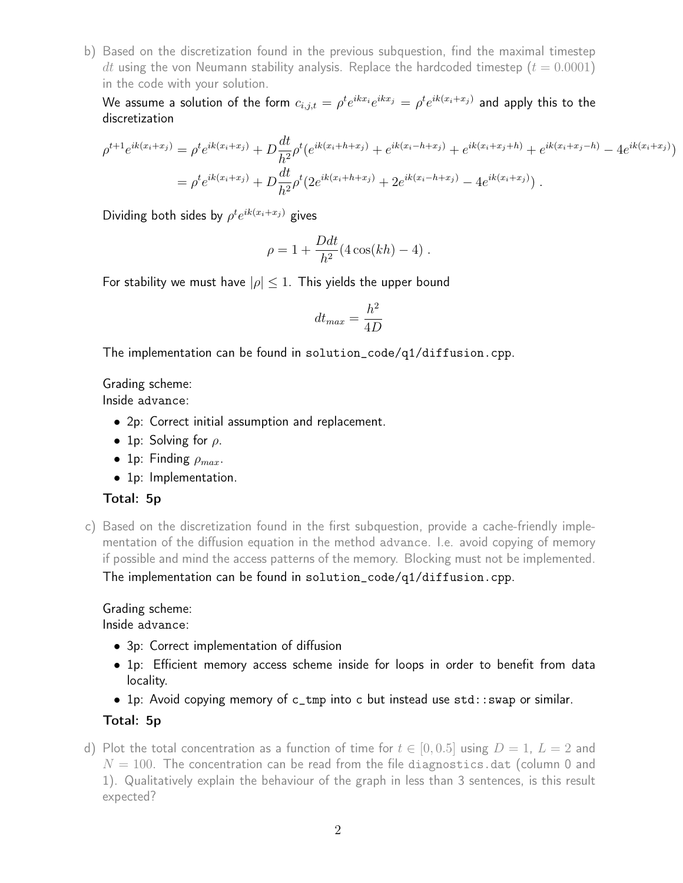b) Based on the discretization found in the previous subquestion, find the maximal timestep $dt$ using the von Neumann stability analysis. Replace the hardcoded timestep ($t = 0.0001$) in the code with your solution.

We assume a solution of the form $c_{i,j,t} = \rho^t e^{ikx_i} e^{ikx_j} = \rho^t e^{ik(x_i+x_j)}$ and apply this to the discretization

$$\rho^{t+1} e^{ik(x_i+x_j)} = \rho^t e^{ik(x_i+x_j)} + D\frac{dt}{h^2}\rho^t(e^{ik(x_i+h+x_j)} + e^{ik(x_i-h+x_j)} + e^{ik(x_i+x_j+h)} + e^{ik(x_i+x_j-h)} - 4e^{ik(x_i+x_j)})$$
$$= \rho^t e^{ik(x_i+x_j)} + D\frac{dt}{h^2}\rho^t(2e^{ik(x_i+h+x_j)} + 2e^{ik(x_i-h+x_j)} - 4e^{ik(x_i+x_j)}) \; .$$

Dividing both sides by $\rho^t e^{ik(x_i+x_j)}$ gives

$$\rho = 1 + \frac{Ddt}{h^2}(4\cos(kh) - 4) \; .$$

For stability we must have $|\rho| \leq 1$. This yields the upper bound

$$dt_{max} = \frac{h^2}{4D}$$

The implementation can be found in solution_code/q1/diffusion.cpp.

Grading scheme:
Inside advance:

- 2p: Correct initial assumption and replacement.
- 1p: Solving for $\rho$.
- 1p: Finding $\rho_{max}$.
- 1p: Implementation.

**Total: 5p**

c) Based on the discretization found in the first subquestion, provide a cache-friendly implementation of the diffusion equation in the method advance. I.e. avoid copying of memory if possible and mind the access patterns of the memory. Blocking must not be implemented.

The implementation can be found in solution_code/q1/diffusion.cpp.

Grading scheme:
Inside advance:

- 3p: Correct implementation of diffusion
- 1p: Efficient memory access scheme inside for loops in order to benefit from data locality.
- 1p: Avoid copying memory of c_tmp into c but instead use std::swap or similar.

**Total: 5p**

d) Plot the total concentration as a function of time for $t \in [0, 0.5]$ using $D = 1$, $L = 2$ and $N = 100$. The concentration can be read from the file diagnostics.dat (column 0 and 1). Qualitatively explain the behaviour of the graph in less than 3 sentences, is this result expected?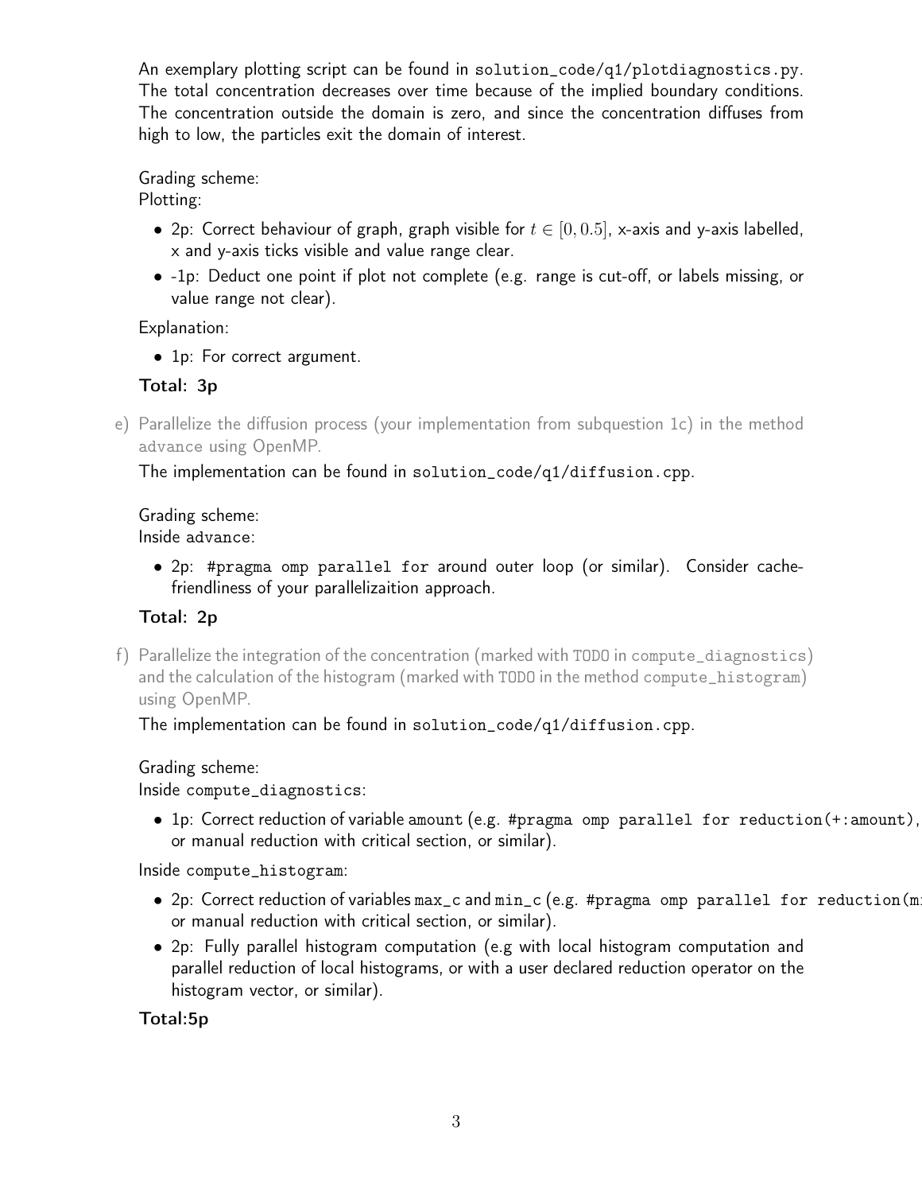An exemplary plotting script can be found in `solution_code/q1/plotdiagnostics.py`. The total concentration decreases over time because of the implied boundary conditions. The concentration outside the domain is zero, and since the concentration diffuses from high to low, the particles exit the domain of interest.

Grading scheme:
Plotting:

- 2p: Correct behaviour of graph, graph visible for $t \in [0, 0.5]$, x-axis and y-axis labelled, x and y-axis ticks visible and value range clear.
- -1p: Deduct one point if plot not complete (e.g. range is cut-off, or labels missing, or value range not clear).

Explanation:

- 1p: For correct argument.

**Total: 3p**

e) Parallelize the diffusion process (your implementation from subquestion 1c) in the method `advance` using OpenMP.

The implementation can be found in `solution_code/q1/diffusion.cpp`.

Grading scheme:
Inside `advance`:

- 2p: `#pragma omp parallel for` around outer loop (or similar). Consider cache-friendliness of your parallelizaition approach.

**Total: 2p**

f) Parallelize the integration of the concentration (marked with `TODO` in `compute_diagnostics`) and the calculation of the histogram (marked with `TODO` in the method `compute_histogram`) using OpenMP.

The implementation can be found in `solution_code/q1/diffusion.cpp`.

Grading scheme:
Inside `compute_diagnostics`:

- 1p: Correct reduction of variable `amount` (e.g. `#pragma omp parallel for reduction(+:amount)`, or manual reduction with critical section, or similar).

Inside `compute_histogram`:

- 2p: Correct reduction of variables `max_c` and `min_c` (e.g. `#pragma omp parallel for reduction(mi`
  or manual reduction with critical section, or similar).
- 2p: Fully parallel histogram computation (e.g with local histogram computation and parallel reduction of local histograms, or with a user declared reduction operator on the histogram vector, or similar).

**Total:5p**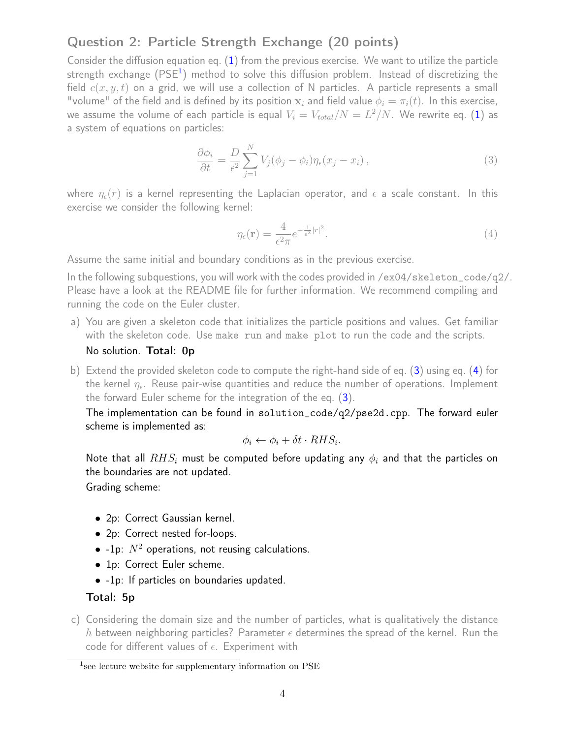## Question 2: Particle Strength Exchange (20 points)

Consider the diffusion equation eq. (1) from the previous exercise. We want to utilize the particle strength exchange (PSE[1]) method to solve this diffusion problem. Instead of discretizing the field $c(x, y, t)$ on a grid, we will use a collection of N particles. A particle represents a small "volume" of the field and is defined by its position $\mathbf{x}_i$ and field value $\phi_i = \pi_i(t)$. In this exercise, we assume the volume of each particle is equal $V_i = V_{total}/N = L^2/N$. We rewrite eq. (1) as a system of equations on particles:

$$\frac{\partial \phi_i}{\partial t} = \frac{D}{\epsilon^2} \sum_{j=1}^{N} V_j(\phi_j - \phi_i)\eta_\epsilon(x_j - x_i)\,, \tag{3}$$

where $\eta_\epsilon(r)$ is a kernel representing the Laplacian operator, and $\epsilon$ a scale constant. In this exercise we consider the following kernel:

$$\eta_\epsilon(\mathbf{r}) = \frac{4}{\epsilon^2 \pi} e^{-\frac{1}{\epsilon^2}|r|^2}. \tag{4}$$

Assume the same initial and boundary conditions as in the previous exercise.

In the following subquestions, you will work with the codes provided in /ex04/skeleton_code/q2/. Please have a look at the README file for further information. We recommend compiling and running the code on the Euler cluster.

a) You are given a skeleton code that initializes the particle positions and values. Get familiar with the skeleton code. Use `make run` and `make plot` to run the code and the scripts.

   No solution. **Total: 0p**

b) Extend the provided skeleton code to compute the right-hand side of eq. (3) using eq. (4) for the kernel $\eta_\epsilon$. Reuse pair-wise quantities and reduce the number of operations. Implement the forward Euler scheme for the integration of the eq. (3).

   The implementation can be found in solution_code/q2/pse2d.cpp. The forward euler scheme is implemented as:

   $$\phi_i \leftarrow \phi_i + \delta t \cdot RHS_i.$$

   Note that all $RHS_i$ must be computed before updating any $\phi_i$ and that the particles on the boundaries are not updated.

   Grading scheme:

   - 2p: Correct Gaussian kernel.
   - 2p: Correct nested for-loops.
   - -1p: $N^2$ operations, not reusing calculations.
   - 1p: Correct Euler scheme.
   - -1p: If particles on boundaries updated.

   **Total: 5p**

c) Considering the domain size and the number of particles, what is qualitatively the distance $h$ between neighboring particles? Parameter $\epsilon$ determines the spread of the kernel. Run the code for different values of $\epsilon$. Experiment with

[1] see lecture website for supplementary information on PSE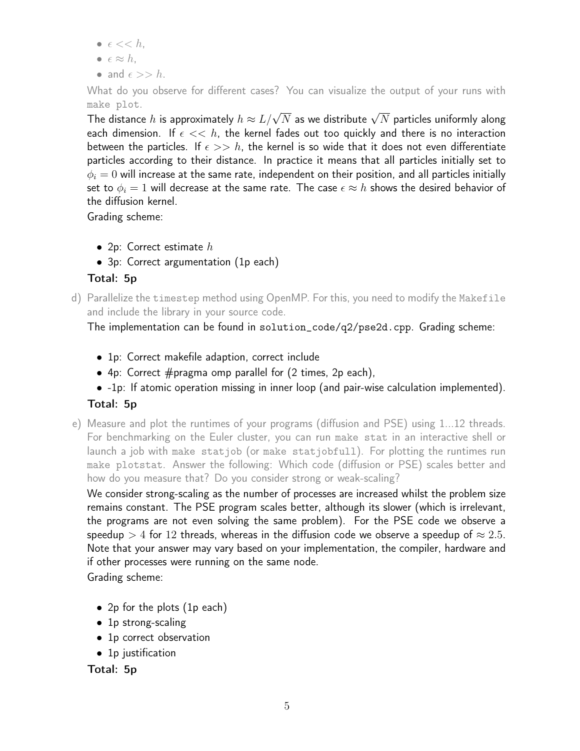- $\epsilon << h$,
- $\epsilon \approx h$,
- and $\epsilon >> h$.

What do you observe for different cases? You can visualize the output of your runs with `make plot`.

The distance $h$ is approximately $h \approx L/\sqrt{N}$ as we distribute $\sqrt{N}$ particles uniformly along each dimension. If $\epsilon << h$, the kernel fades out too quickly and there is no interaction between the particles. If $\epsilon >> h$, the kernel is so wide that it does not even differentiate particles according to their distance. In practice it means that all particles initially set to $\phi_i = 0$ will increase at the same rate, independent on their position, and all particles initially set to $\phi_i = 1$ will decrease at the same rate. The case $\epsilon \approx h$ shows the desired behavior of the diffusion kernel.

Grading scheme:

- 2p: Correct estimate $h$
- 3p: Correct argumentation (1p each)

**Total: 5p**

d) Parallelize the `timestep` method using OpenMP. For this, you need to modify the `Makefile` and include the library in your source code.

The implementation can be found in `solution_code/q2/pse2d.cpp`. Grading scheme:

- 1p: Correct makefile adaption, correct include
- 4p: Correct #pragma omp parallel for (2 times, 2p each),
- -1p: If atomic operation missing in inner loop (and pair-wise calculation implemented).

**Total: 5p**

e) Measure and plot the runtimes of your programs (diffusion and PSE) using 1...12 threads. For benchmarking on the Euler cluster, you can run `make stat` in an interactive shell or launch a job with `make statjob` (or `make statjobfull`). For plotting the runtimes run `make plotstat`. Answer the following: Which code (diffusion or PSE) scales better and how do you measure that? Do you consider strong or weak-scaling?

We consider strong-scaling as the number of processes are increased whilst the problem size remains constant. The PSE program scales better, although its slower (which is irrelevant, the programs are not even solving the same problem). For the PSE code we observe a speedup $> 4$ for $12$ threads, whereas in the diffusion code we observe a speedup of $\approx 2.5$. Note that your answer may vary based on your implementation, the compiler, hardware and if other processes were running on the same node.

Grading scheme:

- 2p for the plots (1p each)
- 1p strong-scaling
- 1p correct observation
- 1p justification

**Total: 5p**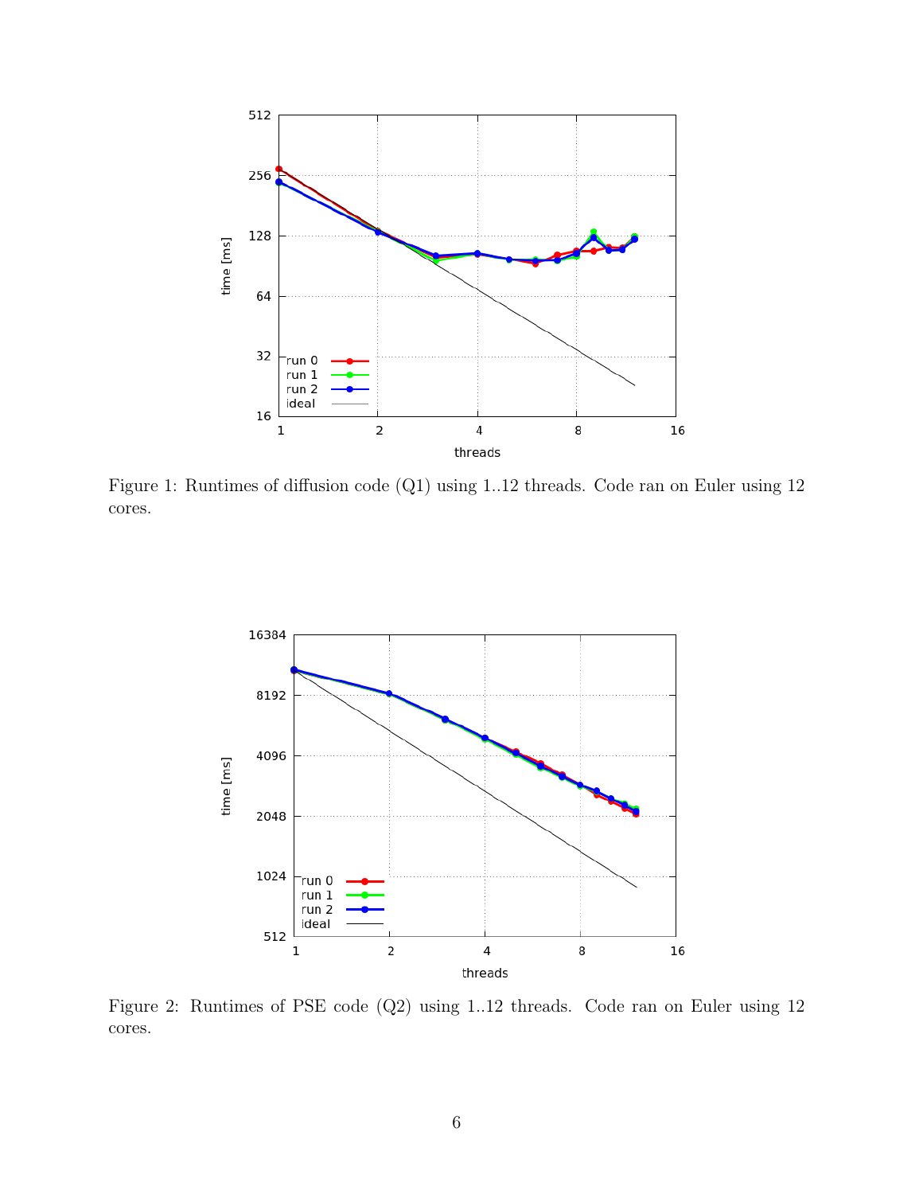512
256
128
64
32
16
time [ms]
1
2
4
8
16
threads
run 0
run 1
run 2
ideal

Figure 1: Runtimes of diffusion code (Q1) using 1..12 threads. Code ran on Euler using 12 cores.

16384
8192
4096
2048
1024
512
time [ms]
1
2
4
8
16
threads
run 0
run 1
run 2
ideal

Figure 2: Runtimes of PSE code (Q2) using 1..12 threads. Code ran on Euler using 12 cores.